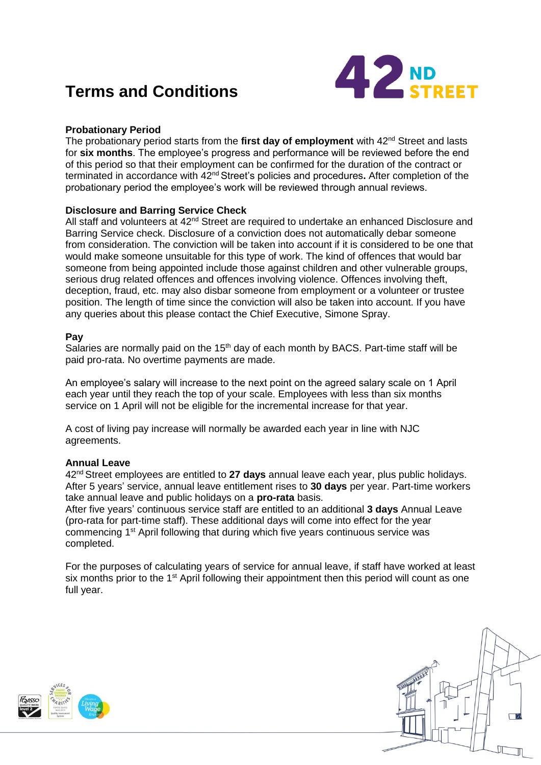# Terms and Conditions

### Probationary Period

The probationary period starts from the **first day of employment** with 42nd Street and lasts for **six months**. The employee's progress and performance will be reviewed before the end of this period so that their employment can be confirmed for the duration of the contract or terminated in accordance with 42nd Street's policies and procedures**.** After completion of the probationary period the employee's work will be reviewed through annual reviews.

### Disclosure and Barring Service Check

All staff and volunteers at 42nd Street are required to undertake an enhanced Disclosure and Barring Service check. Disclosure of a conviction does not automatically debar someone from consideration. The conviction will be taken into account if it is considered to be one that would make someone unsuitable for this type of work. The kind of offences that would bar someone from being appointed include those against children and other vulnerable groups, serious drug related offences and offences involving violence. Offences involving theft, deception, fraud, etc. may also disbar someone from employment or a volunteer or trustee position. The length of time since the conviction will also be taken into account. If you have any queries about this please contact the Chief Executive, Simone Spray.

### Pay

Salaries are normally paid on the 15th day of each month by BACS. Part-time staff will be paid pro-rata. No overtime payments are made.

An employee's salary will increase to the next point on the agreed salary scale on 1 April each year until they reach the top of your scale. Employees with less than six months service on 1 April will not be eligible for the incremental increase for that year.

A cost of living pay increase will normally be awarded each year in line with NJC agreements.

### Annual Leave

42nd Street employees are entitled to **27 days** annual leave each year, plus public holidays. After 5 years' service, annual leave entitlement rises to **30 days** per year. Part-time workers take annual leave and public holidays on a **pro-rata** basis.
After five years' continuous service staff are entitled to an additional **3 days** Annual Leave (pro-rata for part-time staff). These additional days will come into effect for the year commencing 1st April following that during which five years continuous service was completed.

For the purposes of calculating years of service for annual leave, if staff have worked at least six months prior to the 1st April following their appointment then this period will count as one full year.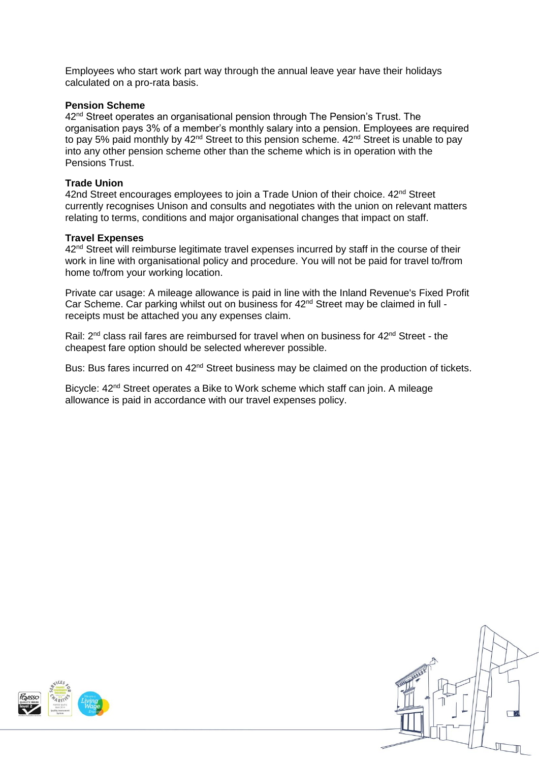Employees who start work part way through the annual leave year have their holidays calculated on a pro-rata basis.

**Pension Scheme**

42nd Street operates an organisational pension through The Pension's Trust. The organisation pays 3% of a member's monthly salary into a pension. Employees are required to pay 5% paid monthly by 42nd Street to this pension scheme. 42nd Street is unable to pay into any other pension scheme other than the scheme which is in operation with the Pensions Trust.

**Trade Union**

42nd Street encourages employees to join a Trade Union of their choice. 42nd Street currently recognises Unison and consults and negotiates with the union on relevant matters relating to terms, conditions and major organisational changes that impact on staff.

**Travel Expenses**

42nd Street will reimburse legitimate travel expenses incurred by staff in the course of their work in line with organisational policy and procedure. You will not be paid for travel to/from home to/from your working location.

Private car usage: A mileage allowance is paid in line with the Inland Revenue's Fixed Profit Car Scheme. Car parking whilst out on business for 42nd Street may be claimed in full - receipts must be attached you any expenses claim.

Rail: 2nd class rail fares are reimbursed for travel when on business for 42nd Street - the cheapest fare option should be selected wherever possible.

Bus: Bus fares incurred on 42nd Street business may be claimed on the production of tickets.

Bicycle: 42nd Street operates a Bike to Work scheme which staff can join. A mileage allowance is paid in accordance with our travel expenses policy.